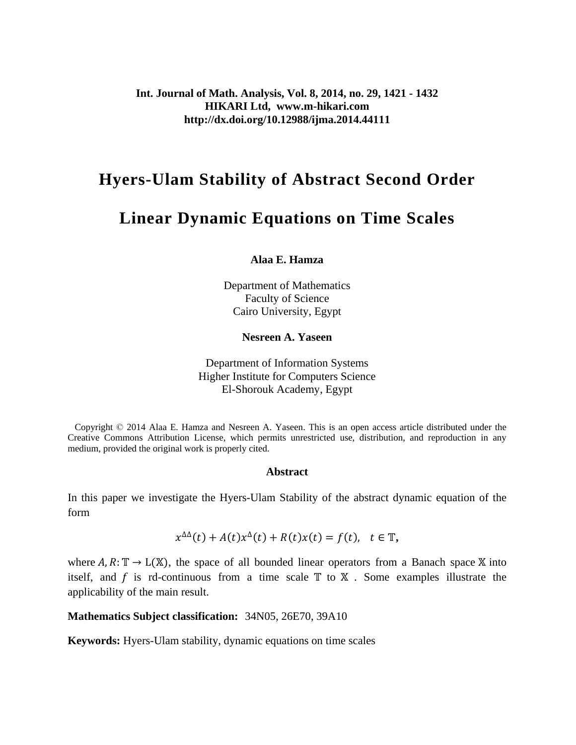Int. Journal of Math. Analysis, Vol. 8, 2014, no. 29, 1421 - 1432
HIKARI Ltd, www.m-hikari.com
http://dx.doi.org/10.12988/ijma.2014.44111

# Hyers-Ulam Stability of Abstract Second Order Linear Dynamic Equations on Time Scales

**Alaa E. Hamza**

Department of Mathematics
Faculty of Science
Cairo University, Egypt

**Nesreen A. Yaseen**

Department of Information Systems
Higher Institute for Computers Science
El-Shorouk Academy, Egypt

Copyright © 2014 Alaa E. Hamza and Nesreen A. Yaseen. This is an open access article distributed under the Creative Commons Attribution License, which permits unrestricted use, distribution, and reproduction in any medium, provided the original work is properly cited.

### Abstract

In this paper we investigate the Hyers-Ulam Stability of the abstract dynamic equation of the form

$$x^{\Delta\Delta}(t) + A(t)x^{\Delta}(t) + R(t)x(t) = f(t), \quad t \in \mathbb{T},$$

where $A, R: \mathbb{T} \to \mathrm{L}(\mathbb{X})$, the space of all bounded linear operators from a Banach space $\mathbb{X}$ into itself, and $f$ is rd-continuous from a time scale $\mathbb{T}$ to $\mathbb{X}$ . Some examples illustrate the applicability of the main result.

**Mathematics Subject classification:** 34N05, 26E70, 39A10

**Keywords:** Hyers-Ulam stability, dynamic equations on time scales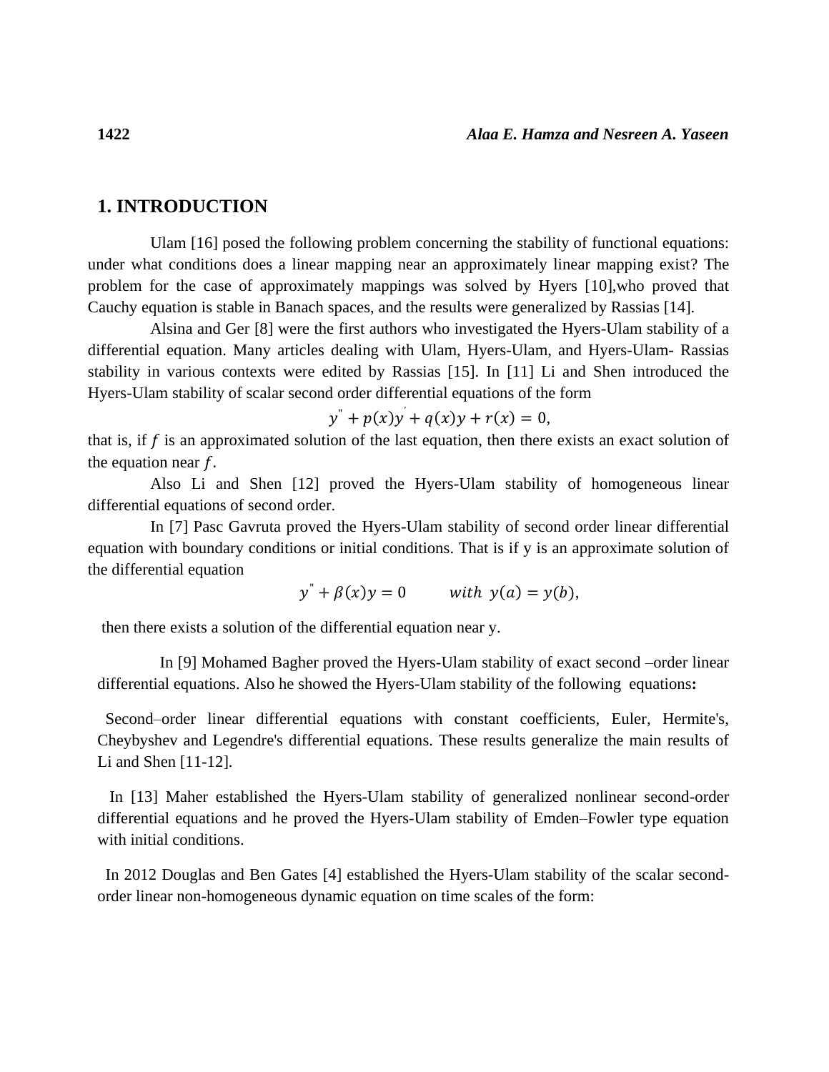## 1. INTRODUCTION

Ulam [16] posed the following problem concerning the stability of functional equations: under what conditions does a linear mapping near an approximately linear mapping exist? The problem for the case of approximately mappings was solved by Hyers [10],who proved that Cauchy equation is stable in Banach spaces, and the results were generalized by Rassias [14].

Alsina and Ger [8] were the first authors who investigated the Hyers-Ulam stability of a differential equation. Many articles dealing with Ulam, Hyers-Ulam, and Hyers-Ulam- Rassias stability in various contexts were edited by Rassias [15]. In [11] Li and Shen introduced the Hyers-Ulam stability of scalar second order differential equations of the form

$$y'' + p(x)y' + q(x)y + r(x) = 0,$$

that is, if $f$ is an approximated solution of the last equation, then there exists an exact solution of the equation near $f$.

Also Li and Shen [12] proved the Hyers-Ulam stability of homogeneous linear differential equations of second order.

In [7] Pasc Gavruta proved the Hyers-Ulam stability of second order linear differential equation with boundary conditions or initial conditions. That is if y is an approximate solution of the differential equation

$$y'' + \beta(x)y = 0 \qquad with\ \ y(a) = y(b),$$

then there exists a solution of the differential equation near y.

In [9] Mohamed Bagher proved the Hyers-Ulam stability of exact second –order linear differential equations. Also he showed the Hyers-Ulam stability of the following equations**:**

Second–order linear differential equations with constant coefficients, Euler, Hermite's, Cheybyshev and Legendre's differential equations. These results generalize the main results of Li and Shen [11-12].

In [13] Maher established the Hyers-Ulam stability of generalized nonlinear second-order differential equations and he proved the Hyers-Ulam stability of Emden–Fowler type equation with initial conditions.

In 2012 Douglas and Ben Gates [4] established the Hyers-Ulam stability of the scalar second-order linear non-homogeneous dynamic equation on time scales of the form: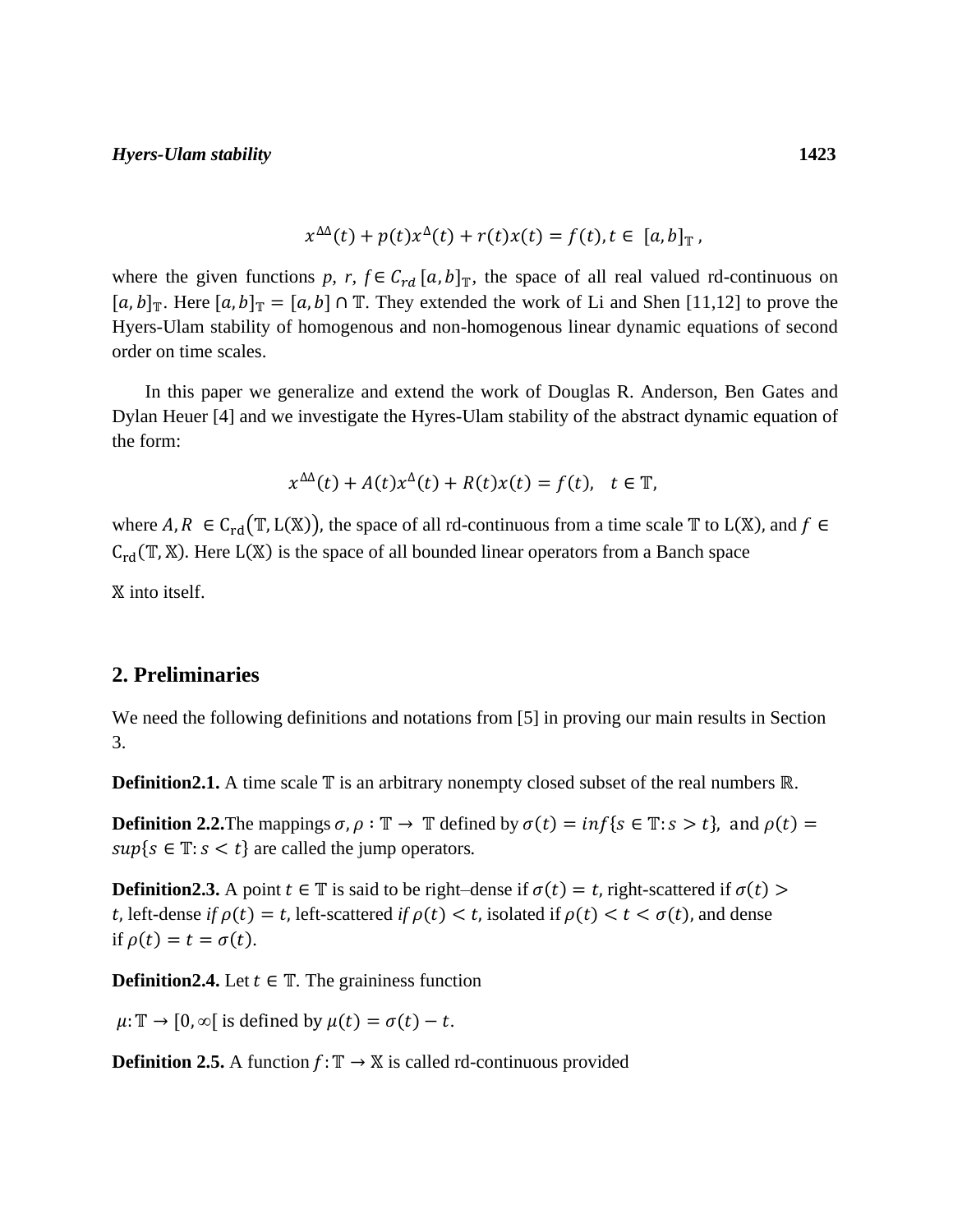$$x^{\Delta\Delta}(t) + p(t)x^{\Delta}(t) + r(t)x(t) = f(t), t \in [a,b]_{\mathbb{T}},$$

where the given functions $p$, $r$, $f \in C_{rd}[a,b]_{\mathbb{T}}$, the space of all real valued rd-continuous on $[a,b]_{\mathbb{T}}$. Here $[a,b]_{\mathbb{T}} = [a,b] \cap \mathbb{T}$. They extended the work of Li and Shen [11,12] to prove the Hyers-Ulam stability of homogenous and non-homogenous linear dynamic equations of second order on time scales.

In this paper we generalize and extend the work of Douglas R. Anderson, Ben Gates and Dylan Heuer [4] and we investigate the Hyres-Ulam stability of the abstract dynamic equation of the form:

$$x^{\Delta\Delta}(t) + A(t)x^{\Delta}(t) + R(t)x(t) = f(t), \quad t \in \mathbb{T},$$

where $A, R \in \mathrm{C_{rd}}(\mathbb{T}, \mathrm{L}(\mathbb{X}))$, the space of all rd-continuous from a time scale $\mathbb{T}$ to $\mathrm{L}(\mathbb{X})$, and $f \in \mathrm{C_{rd}}(\mathbb{T}, \mathbb{X})$. Here $\mathrm{L}(\mathbb{X})$ is the space of all bounded linear operators from a Banch space $\mathbb{X}$ into itself.

## 2. Preliminaries

We need the following definitions and notations from [5] in proving our main results in Section 3.

**Definition2.1.** A time scale $\mathbb{T}$ is an arbitrary nonempty closed subset of the real numbers $\mathbb{R}$.

**Definition 2.2.**The mappings $\sigma, \rho : \mathbb{T} \to \mathbb{T}$ defined by $\sigma(t) = inf\{s \in \mathbb{T}: s > t\}$, and $\rho(t) = sup\{s \in \mathbb{T}: s < t\}$ are called the jump operators.

**Definition2.3.** A point $t \in \mathbb{T}$ is said to be right–dense if $\sigma(t) = t$, right-scattered if $\sigma(t) > t$, left-dense *if* $\rho(t) = t$, left-scattered *if* $\rho(t) < t$, isolated if $\rho(t) < t < \sigma(t)$, and dense if $\rho(t) = t = \sigma(t)$.

**Definition2.4.** Let $t \in \mathbb{T}$. The graininess function

$\mu: \mathbb{T} \to [0, \infty[$ is defined by $\mu(t) = \sigma(t) - t$.

**Definition 2.5.** A function $f: \mathbb{T} \to \mathbb{X}$ is called rd-continuous provided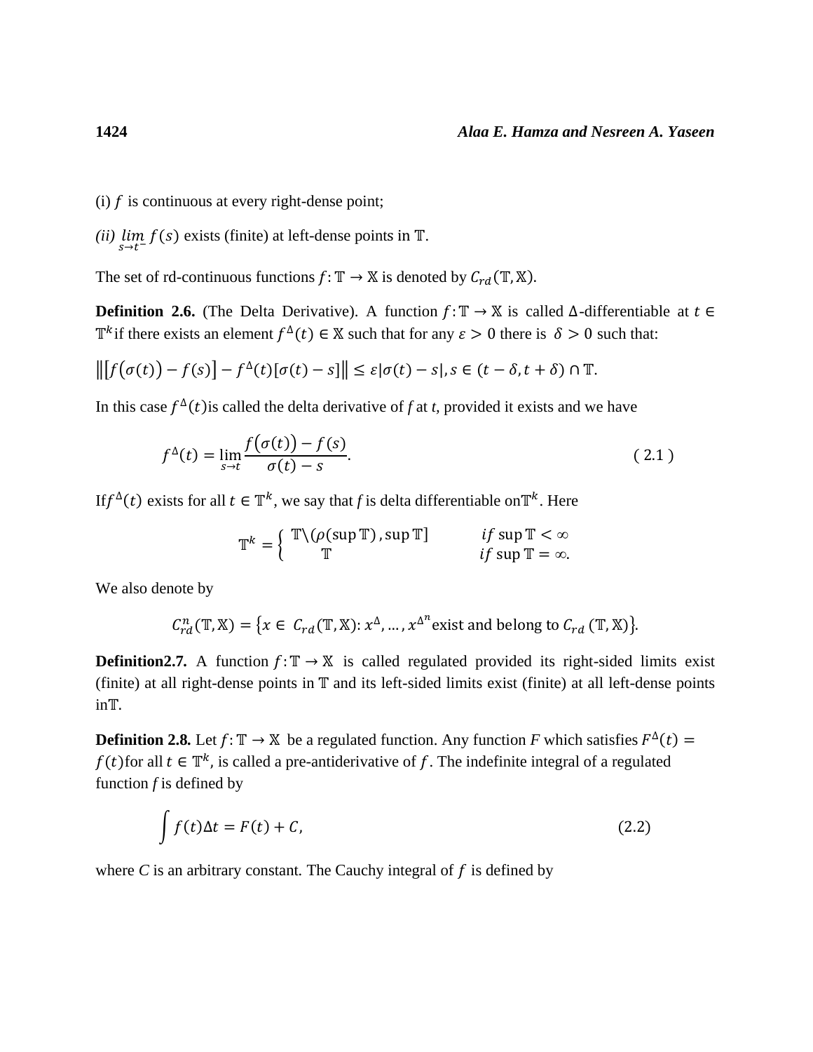(i) $f$ is continuous at every right-dense point;

*(ii)* $\lim_{s \to t^-} f(s)$ exists (finite) at left-dense points in $\mathbb{T}$.

The set of rd-continuous functions $f: \mathbb{T} \to \mathbb{X}$ is denoted by $C_{rd}(\mathbb{T}, \mathbb{X})$.

**Definition 2.6.** (The Delta Derivative). A function $f: \mathbb{T} \to \mathbb{X}$ is called $\Delta$-differentiable at $t \in \mathbb{T}^k$ if there exists an element $f^{\Delta}(t) \in \mathbb{X}$ such that for any $\varepsilon > 0$ there is $\delta > 0$ such that:

$$\left\| \left[ f(\sigma(t)) - f(s) \right] - f^{\Delta}(t)[\sigma(t) - s] \right\| \leq \varepsilon |\sigma(t) - s|, s \in (t - \delta, t + \delta) \cap \mathbb{T}.$$

In this case $f^{\Delta}(t)$ is called the delta derivative of *f* at *t*, provided it exists and we have

$$f^{\Delta}(t) = \lim_{s \to t} \frac{f(\sigma(t)) - f(s)}{\sigma(t) - s}. \tag{2.1}$$

If $f^{\Delta}(t)$ exists for all $t \in \mathbb{T}^k$, we say that *f* is delta differentiable on $\mathbb{T}^k$. Here

$$\mathbb{T}^k = \begin{cases} \mathbb{T} \setminus (\rho(\sup \mathbb{T}), \sup \mathbb{T}] & if \sup \mathbb{T} < \infty \\ \mathbb{T} & if \sup \mathbb{T} = \infty. \end{cases}$$

We also denote by

$$C_{rd}^n(\mathbb{T}, \mathbb{X}) = \left\{ x \in C_{rd}(\mathbb{T}, \mathbb{X}) : x^{\Delta}, \ldots, x^{\Delta^n} \text{exist and belong to } C_{rd}(\mathbb{T}, \mathbb{X}) \right\}.$$

**Definition 2.7.** A function $f: \mathbb{T} \to \mathbb{X}$ is called regulated provided its right-sided limits exist (finite) at all right-dense points in $\mathbb{T}$ and its left-sided limits exist (finite) at all left-dense points in $\mathbb{T}$.

**Definition 2.8.** Let $f: \mathbb{T} \to \mathbb{X}$ be a regulated function. Any function *F* which satisfies $F^{\Delta}(t) = f(t)$ for all $t \in \mathbb{T}^k$, is called a pre-antiderivative of $f$. The indefinite integral of a regulated function *f* is defined by

$$\int f(t) \Delta t = F(t) + C, \tag{2.2}$$

where *C* is an arbitrary constant. The Cauchy integral of $f$ is defined by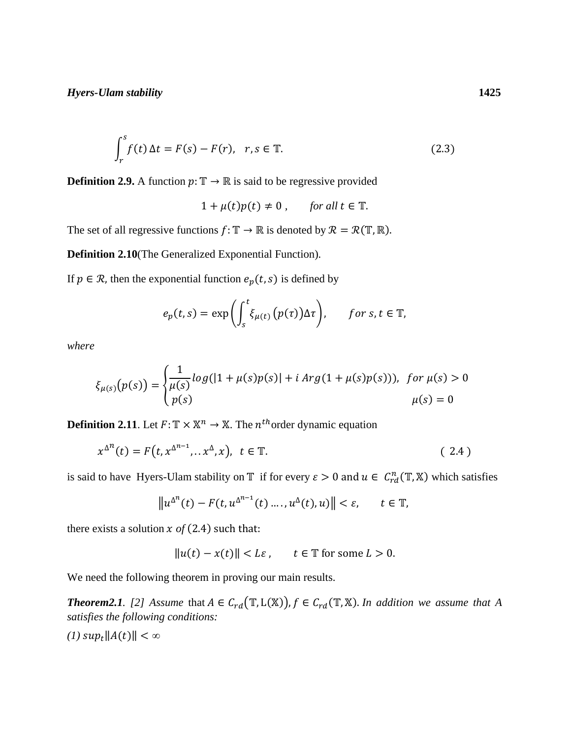$$\int_r^s f(t)\,\Delta t = F(s) - F(r), \quad r, s \in \mathbb{T}. \tag{2.3}$$

**Definition 2.9.** A function $p: \mathbb{T} \to \mathbb{R}$ is said to be regressive provided

$$1 + \mu(t)p(t) \neq 0\,, \qquad \textit{for all } t \in \mathbb{T}.$$

The set of all regressive functions $f: \mathbb{T} \to \mathbb{R}$ is denoted by $\mathcal{R} = \mathcal{R}(\mathbb{T}, \mathbb{R})$.

**Definition 2.10**(The Generalized Exponential Function).

If $p \in \mathcal{R}$, then the exponential function $e_p(t,s)$ is defined by

$$e_p(t,s) = \exp\left(\int_s^t \xi_{\mu(t)}\left(p(\tau)\right)\Delta\tau\right), \qquad for\ s, t \in \mathbb{T},$$

*where*

$$\xi_{\mu(s)}\big(p(s)\big) = \begin{cases} \dfrac{1}{\mu(s)} log(|1 + \mu(s)p(s)| + i\ Arg(1 + \mu(s)p(s))), & for\ \mu(s) > 0 \\ p(s) & \mu(s) = 0 \end{cases}$$

**Definition 2.11**. Let $F: \mathbb{T} \times \mathbb{X}^n \to \mathbb{X}$. The $n^{th}$order dynamic equation

$$x^{\Delta^n}(t) = F\big(t, x^{\Delta^{n-1}}, \ldots x^{\Delta}, x\big), \ \ t \in \mathbb{T}. \tag{2.4}$$

is said to have Hyers-Ulam stability on $\mathbb{T}$ if for every $\varepsilon > 0$ and $u \in C_{rd}^n(\mathbb{T}, \mathbb{X})$ which satisfies

$$\left\|u^{\Delta^n}(t) - F(t, u^{\Delta^{n-1}}(t) \ldots, u^{\Delta}(t), u)\right\| < \varepsilon, \qquad t \in \mathbb{T},$$

there exists a solution $x$ *of* $(2.4)$ such that:

$$\|u(t) - x(t)\| < L\varepsilon\,, \qquad t \in \mathbb{T} \text{ for some } L > 0.$$

We need the following theorem in proving our main results.

***Theorem2.1***. *[2] Assume* that $A \in C_{rd}\big(\mathbb{T}, \mathrm{L}(\mathbb{X})\big), f \in C_{rd}(\mathbb{T}, \mathbb{X})$. *In addition we assume that A satisfies the following conditions:*

*(1)* $sup_t\|A(t)\| < \infty$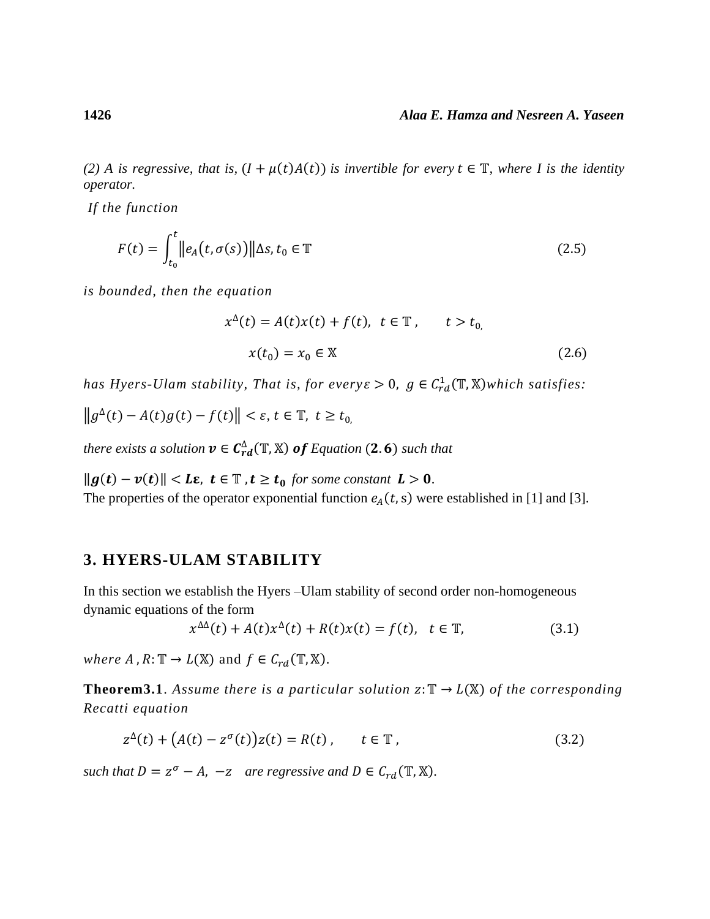*(2) A is regressive, that is, $(I + \mu(t)A(t))$ is invertible for every $t \in \mathbb{T}$, where $I$ is the identity operator.*

*If the function*

$$F(t) = \int_{t_0}^{t} \left\| e_A\big(t, \sigma(s)\big) \right\| \Delta s, t_0 \in \mathbb{T} \tag{2.5}$$

*is bounded, then the equation*

$$x^{\Delta}(t) = A(t)x(t) + f(t), \;\; t \in \mathbb{T}\,, \qquad t > t_0,$$

$$x(t_0) = x_0 \in \mathbb{X} \tag{2.6}$$

*has Hyers-Ulam stability, That is, for every $\varepsilon > 0$, $g \in C_{rd}^{1}(\mathbb{T}, \mathbb{X})$ which satisfies:*

$\left\| g^{\Delta}(t) - A(t)g(t) - f(t) \right\| < \varepsilon, t \in \mathbb{T}, \; t \geq t_0,$

*there exists a solution $\boldsymbol{v} \in \boldsymbol{C_{rd}^{\Delta}}(\mathbb{T}, \mathbb{X})$ **of** Equation $(\mathbf{2.6})$ such that*

$\|\boldsymbol{g(t)} - \boldsymbol{v(t)}\| < \boldsymbol{L\varepsilon}, \; \boldsymbol{t} \in \mathbb{T}\,, \boldsymbol{t} \geq \boldsymbol{t_0}$ *for some constant* $\boldsymbol{L} > \mathbf{0}$.

The properties of the operator exponential function $e_A(t, s)$ were established in [1] and [3].

## 3. HYERS-ULAM STABILITY

In this section we establish the Hyers –Ulam stability of second order non-homogeneous dynamic equations of the form

$$x^{\Delta\Delta}(t) + A(t)x^{\Delta}(t) + R(t)x(t) = f(t), \quad t \in \mathbb{T}, \tag{3.1}$$

*where $A\,, R: \mathbb{T} \to L(\mathbb{X})$* and $f \in C_{rd}(\mathbb{T}, \mathbb{X})$.

**Theorem3.1**. *Assume there is a particular solution $z: \mathbb{T} \to L(\mathbb{X})$ of the corresponding Recatti equation*

$$z^{\Delta}(t) + \big(A(t) - z^{\sigma}(t)\big)z(t) = R(t)\,, \qquad t \in \mathbb{T}\,, \tag{3.2}$$

*such that $D = z^{\sigma} - A, \; -z$ are regressive and $D \in C_{rd}(\mathbb{T}, \mathbb{X})$.*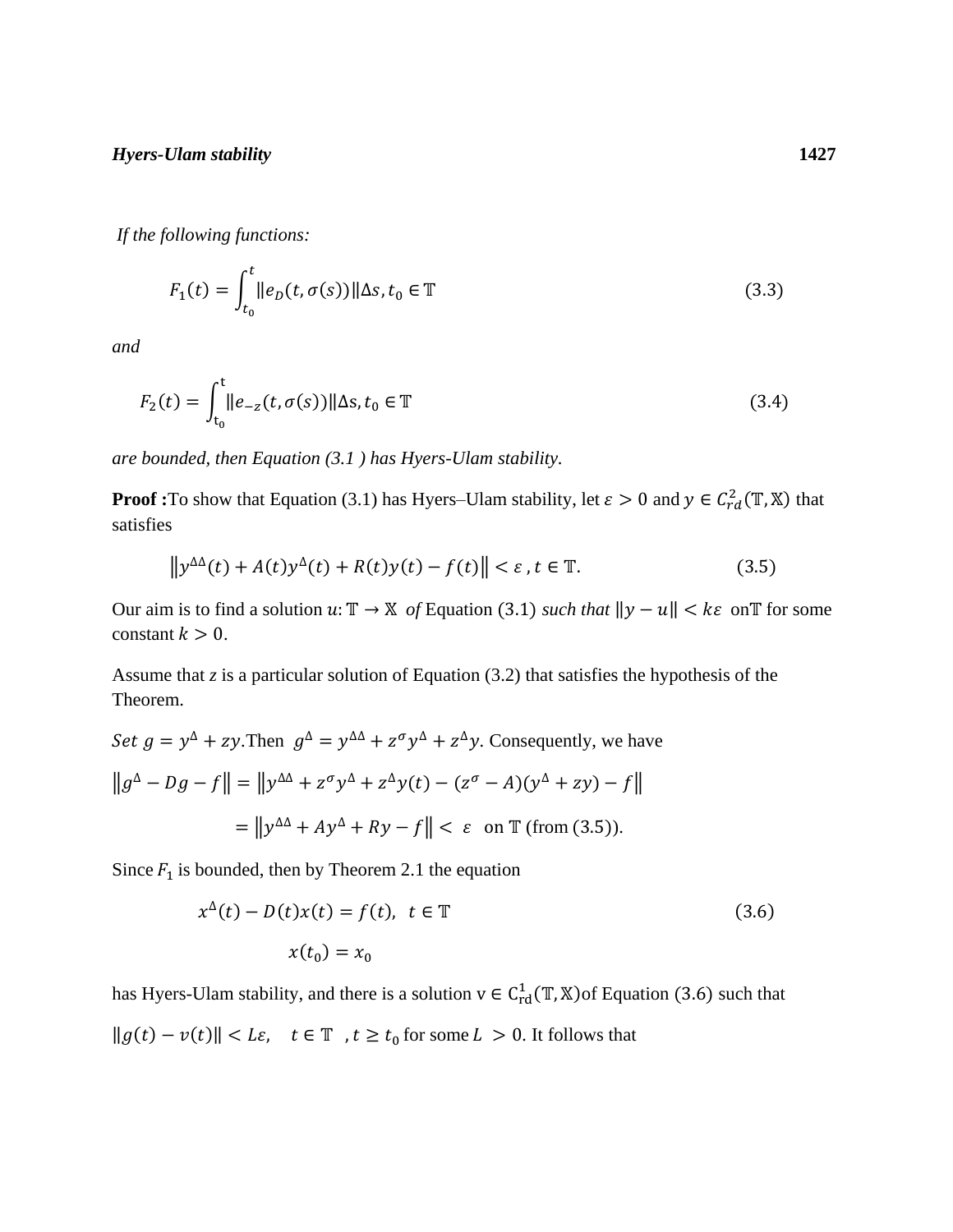*If the following functions:*

$$F_1(t) = \int_{t_0}^{t} \|e_D(t, \sigma(s))\| \Delta s, t_0 \in \mathbb{T} \tag{3.3}$$

*and*

$$F_2(t) = \int_{t_0}^{t} \|e_{-z}(t, \sigma(s))\| \Delta s, t_0 \in \mathbb{T} \tag{3.4}$$

*are bounded, then Equation (3.1 ) has Hyers-Ulam stability.*

**Proof :**To show that Equation (3.1) has Hyers–Ulam stability, let $\varepsilon > 0$ and $y \in C_{rd}^2(\mathbb{T}, \mathbb{X})$ that satisfies

$$\left\| y^{\Delta\Delta}(t) + A(t)y^{\Delta}(t) + R(t)y(t) - f(t) \right\| < \varepsilon \,, t \in \mathbb{T}. \tag{3.5}$$

Our aim is to find a solution $u: \mathbb{T} \to \mathbb{X}$ *of* Equation (3.1) *such that* $\|y - u\| < k\varepsilon$ on$\mathbb{T}$ for some constant $k > 0$.

Assume that *z* is a particular solution of Equation (3.2) that satisfies the hypothesis of the Theorem.

$Set\ g = y^{\Delta} + zy$.Then $g^{\Delta} = y^{\Delta\Delta} + z^{\sigma}y^{\Delta} + z^{\Delta}y$. Consequently, we have

$$\left\| g^{\Delta} - Dg - f \right\| = \left\| y^{\Delta\Delta} + z^{\sigma}y^{\Delta} + z^{\Delta}y(t) - (z^{\sigma} - A)(y^{\Delta} + zy) - f \right\|$$

$$= \left\| y^{\Delta\Delta} + Ay^{\Delta} + Ry - f \right\| < \varepsilon \quad \text{on } \mathbb{T} \text{ (from (3.5))}.$$

Since $F_1$ is bounded, then by Theorem 2.1 the equation

$$x^{\Delta}(t) - D(t)x(t) = f(t), \ \ t \in \mathbb{T} \tag{3.6}$$

$$x(t_0) = x_0$$

has Hyers-Ulam stability, and there is a solution $v \in C_{rd}^1(\mathbb{T}, \mathbb{X})$of Equation (3.6) such that

$\|g(t) - v(t)\| < L\varepsilon, \quad t \in \mathbb{T} \ \ , t \geq t_0$ for some $L > 0$. It follows that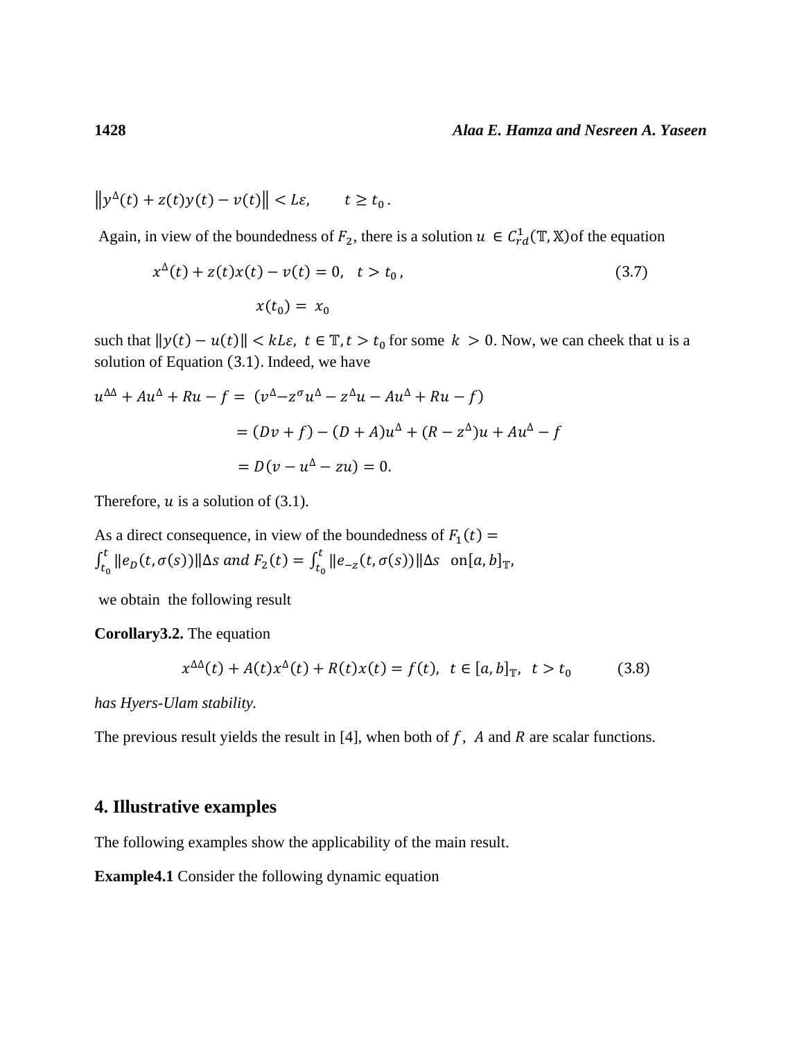$$\left\|y^{\Delta}(t)+z(t)y(t)-v(t)\right\|<L\varepsilon, \qquad t\geq t_0 .$$

Again, in view of the boundedness of $F_2$, there is a solution $u \in C^1_{rd}(\mathbb{T},\mathbb{X})$of the equation

$$x^{\Delta}(t)+z(t)x(t)-v(t)=0, \quad t>t_0 , \tag{3.7}$$

$$x(t_0)=\ x_0$$

such that $\|y(t)-u(t)\|<kL\varepsilon,\ t\in\mathbb{T}, t>t_0$ for some $k>0$. Now, we can cheek that u is a solution of Equation (3.1). Indeed, we have

$$\begin{aligned}
u^{\Delta\Delta}+Au^{\Delta}+Ru-f &= \ (v^{\Delta}-z^{\sigma}u^{\Delta}-z^{\Delta}u-Au^{\Delta}+Ru-f)\\
&=(Dv+f)-(D+A)u^{\Delta}+(R-z^{\Delta})u+Au^{\Delta}-f\\
&=D(v-u^{\Delta}-zu)=0.
\end{aligned}$$

Therefore, $u$ is a solution of (3.1).

As a direct consequence, in view of the boundedness of $F_1(t)=\int_{t_0}^{t}\|e_D(t,\sigma(s))\|\Delta s$ and $F_2(t)=\int_{t_0}^{t}\|e_{-z}(t,\sigma(s))\|\Delta s$ on $[a,b]_{\mathbb{T}}$,

we obtain the following result

**Corollary3.2.** The equation

$$x^{\Delta\Delta}(t)+A(t)x^{\Delta}(t)+R(t)x(t)=f(t), \ \ t\in[a,b]_{\mathbb{T}}, \ \ t>t_0 \tag{3.8}$$

*has Hyers-Ulam stability.*

The previous result yields the result in [4], when both of $f$, $A$ and $R$ are scalar functions.

## 4. Illustrative examples

The following examples show the applicability of the main result.

**Example4.1** Consider the following dynamic equation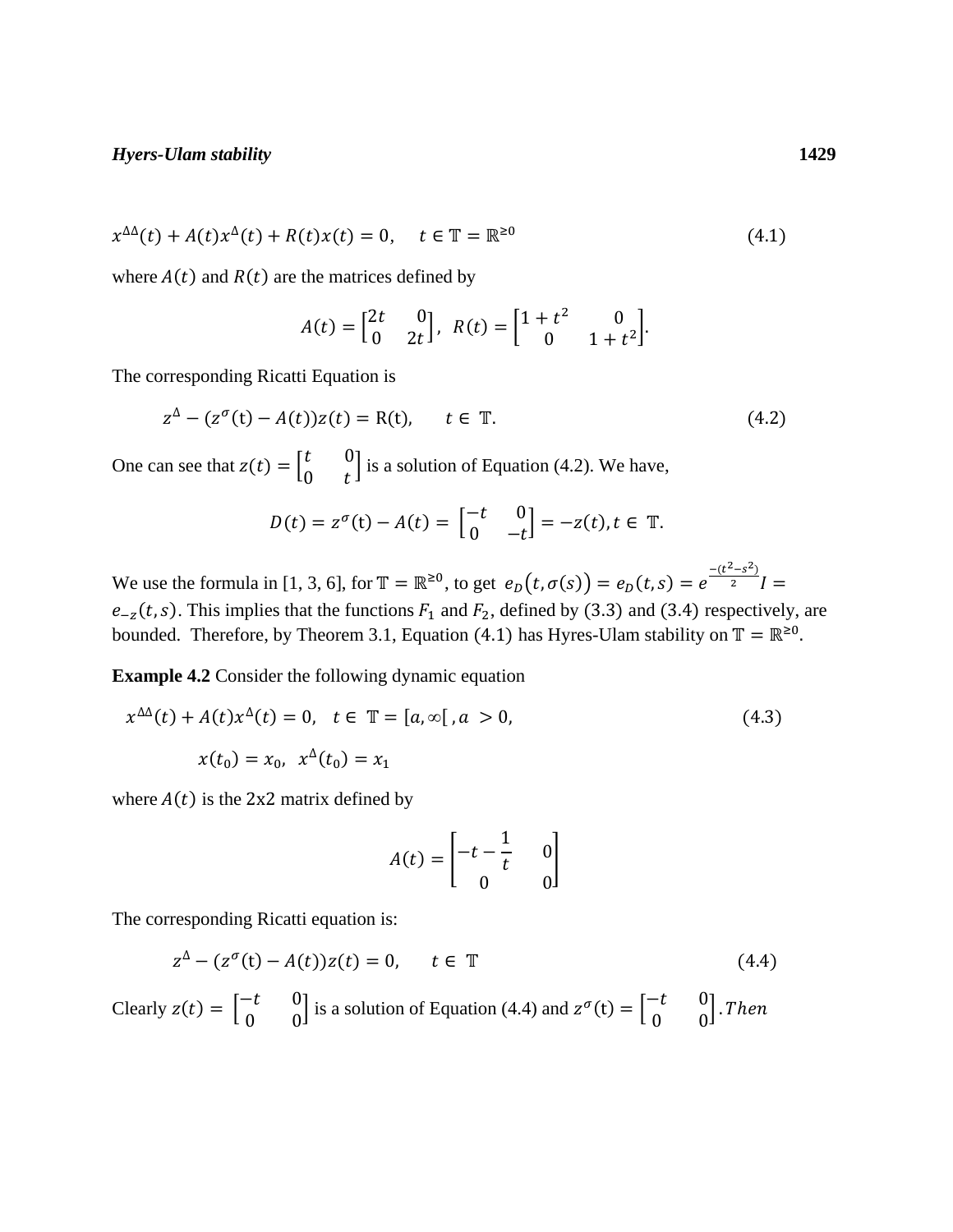$$x^{\Delta\Delta}(t) + A(t)x^{\Delta}(t) + R(t)x(t) = 0, \quad t \in \mathbb{T} = \mathbb{R}^{\geq 0} \tag{4.1}$$

where $A(t)$ and $R(t)$ are the matrices defined by

$$A(t) = \begin{bmatrix} 2t & 0 \\ 0 & 2t \end{bmatrix}, \; R(t) = \begin{bmatrix} 1+t^2 & 0 \\ 0 & 1+t^2 \end{bmatrix}.$$

The corresponding Ricatti Equation is

$$z^{\Delta} - (z^{\sigma}(\mathrm{t}) - A(t))z(t) = \mathrm{R(t)}, \quad t \in \mathbb{T}. \tag{4.2}$$

One can see that $z(t) = \begin{bmatrix} t & 0 \\ 0 & t \end{bmatrix}$ is a solution of Equation (4.2). We have,

$$D(t) = z^{\sigma}(\mathrm{t}) - A(t) = \begin{bmatrix} -t & 0 \\ 0 & -t \end{bmatrix} = -z(t), t \in \mathbb{T}.$$

We use the formula in [1, 3, 6], for $\mathbb{T} = \mathbb{R}^{\geq 0}$, to get $e_D(t, \sigma(s)) = e_D(t,s) = e^{\frac{-(t^2-s^2)}{2}} I = e_{-z}(t,s)$. This implies that the functions $F_1$ and $F_2$, defined by (3.3) and (3.4) respectively, are bounded. Therefore, by Theorem 3.1, Equation (4.1) has Hyres-Ulam stability on $\mathbb{T} = \mathbb{R}^{\geq 0}$.

**Example 4.2** Consider the following dynamic equation

$$x^{\Delta\Delta}(t) + A(t)x^{\Delta}(t) = 0, \quad t \in \mathbb{T} = [a, \infty[\,, a > 0, \tag{4.3}$$

$$x(t_0) = x_0, \;\; x^{\Delta}(t_0) = x_1$$

where $A(t)$ is the 2x2 matrix defined by

$$A(t) = \begin{bmatrix} -t - \frac{1}{t} & 0 \\ 0 & 0 \end{bmatrix}$$

The corresponding Ricatti equation is:

$$z^{\Delta} - (z^{\sigma}(\mathrm{t}) - A(t))z(t) = 0, \quad t \in \mathbb{T} \tag{4.4}$$

Clearly $z(t) = \begin{bmatrix} -t & 0 \\ 0 & 0 \end{bmatrix}$ is a solution of Equation (4.4) and $z^{\sigma}(\mathrm{t}) = \begin{bmatrix} -t & 0 \\ 0 & 0 \end{bmatrix}. Then$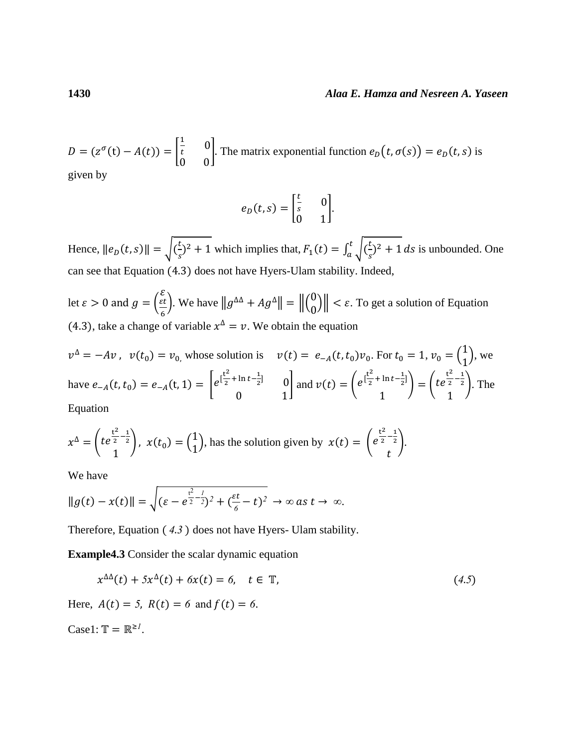$D = (z^{\sigma}(\mathrm{t}) - A(t)) = \begin{bmatrix} \frac{1}{t} & 0 \\ 0 & 0 \end{bmatrix}$. The matrix exponential function $e_D(t, \sigma(s)) = e_D(t, s)$ is given by

$$e_D(t, s) = \begin{bmatrix} \frac{t}{s} & 0 \\ 0 & 1 \end{bmatrix}.$$

Hence, $\|e_D(t, s)\| = \sqrt{(\frac{t}{s})^2 + 1}$ which implies that, $F_1(t) = \int_a^t \sqrt{(\frac{t}{s})^2 + 1}\, ds$ is unbounded. One can see that Equation $(4.3)$ does not have Hyers-Ulam stability. Indeed,

let $\varepsilon > 0$ and $g = \begin{pmatrix} \varepsilon \\ \frac{\varepsilon t}{6} \end{pmatrix}$. We have $\|g^{\Delta\Delta} + Ag^{\Delta}\| = \left\| \begin{pmatrix} 0 \\ 0 \end{pmatrix} \right\| < \varepsilon$. To get a solution of Equation (4.3), take a change of variable $x^{\Delta} = v$. We obtain the equation

$v^{\Delta} = -Av$, $v(t_0) = v_0$, whose solution is $v(t) = e_{-A}(t, t_0)v_0$. For $t_0 = 1$, $v_0 = \begin{pmatrix} 1 \\ 1 \end{pmatrix}$, we have $e_{-A}(t, t_0) = e_{-A}(\mathrm{t}, 1) = \begin{bmatrix} e^{[\frac{\mathrm{t}^2}{2} + \ln t - \frac{1}{2}]} & 0 \\ 0 & 1 \end{bmatrix}$ and $v(t) = \begin{pmatrix} e^{[\frac{\mathrm{t}^2}{2} + \ln t - \frac{1}{2}]} \\ 1 \end{pmatrix} = \begin{pmatrix} te^{\frac{\mathrm{t}^2}{2} - \frac{1}{2}} \\ 1 \end{pmatrix}$. The Equation

$x^{\Delta} = \begin{pmatrix} te^{\frac{\mathrm{t}^2}{2} - \frac{1}{2}} \\ 1 \end{pmatrix}$, $x(t_0) = \begin{pmatrix} 1 \\ 1 \end{pmatrix}$, has the solution given by $x(t) = \begin{pmatrix} e^{\frac{\mathrm{t}^2}{2} - \frac{1}{2}} \\ t \end{pmatrix}$.

We have

$\|g(t) - x(t)\| = \sqrt{(\varepsilon - e^{\frac{\mathrm{t}^2}{2} - \frac{1}{2}})^2 + (\frac{\varepsilon t}{6} - t)^2} \to \infty\ as\ t \to \infty.$

Therefore, Equation ( *4.3* ) does not have Hyers- Ulam stability.

**Example4.3** Consider the scalar dynamic equation

$$x^{\Delta\Delta}(t) + 5x^{\Delta}(t) + 6x(t) = 6, \quad t \in \mathbb{T}, \qquad (4.5)$$

Here, $A(t) = 5$, $R(t) = 6$ and $f(t) = 6$.

Case1: $\mathbb{T} = \mathbb{R}^{\geq 1}$.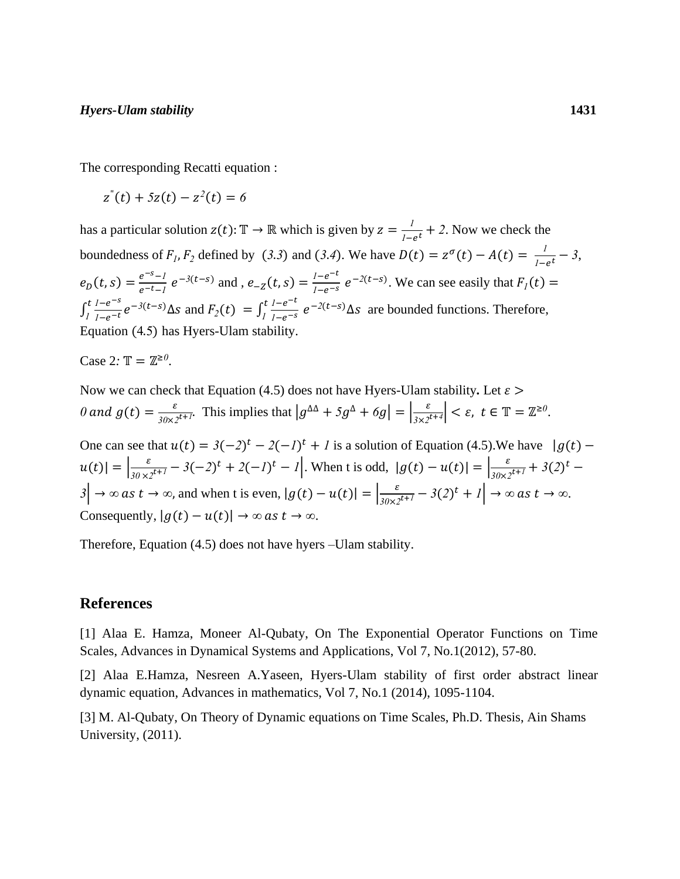The corresponding Recatti equation :

$$z^{"}(t) + 5z(t) - z^2(t) = 6$$

has a particular solution $z(t): \mathbb{T} \to \mathbb{R}$ which is given by $z = \frac{1}{1-e^t} + 2$. Now we check the boundedness of $F_1, F_2$ defined by (3.3) and (3.4). We have $D(t) = z^{\sigma}(t) - A(t) = \frac{1}{1-e^t} - 3$, $e_D(t,s) = \frac{e^{-s}-1}{e^{-t}-1}\, e^{-3(t-s)}$ and , $e_{-Z}(t,s) = \frac{1-e^{-t}}{1-e^{-s}}\, e^{-2(t-s)}$. We can see easily that $F_1(t) = \int_1^t \frac{1-e^{-s}}{1-e^{-t}} e^{-3(t-s)} \Delta s$ and $F_2(t) = \int_1^t \frac{1-e^{-t}}{1-e^{-s}}\, e^{-2(t-s)} \Delta s$ are bounded functions. Therefore, Equation (4.5) has Hyers-Ulam stability.

Case 2: $\mathbb{T} = \mathbb{Z}^{\geq 0}$.

Now we can check that Equation (4.5) does not have Hyers-Ulam stability**.** Let $\varepsilon > 0$ *and* $g(t) = \frac{\varepsilon}{30 \times 2^{t+1}}$. This implies that $\left|g^{\Delta\Delta} + 5g^{\Delta} + 6g\right| = \left|\frac{\varepsilon}{3 \times 2^{t+4}}\right| < \varepsilon,\ t \in \mathbb{T} = \mathbb{Z}^{\geq 0}$.

One can see that $u(t) = 3(-2)^t - 2(-1)^t + 1$ is a solution of Equation (4.5).We have $|g(t) - u(t)| = \left|\frac{\varepsilon}{30 \times 2^{t+1}} - 3(-2)^t + 2(-1)^t - 1\right|$. When t is odd, $|g(t) - u(t)| = \left|\frac{\varepsilon}{30 \times 2^{t+1}} + 3(2)^t - 3\right| \to \infty\ as\ t \to \infty$, and when t is even, $|g(t) - u(t)| = \left|\frac{\varepsilon}{30 \times 2^{t+1}} - 3(2)^t + 1\right| \to \infty\ as\ t \to \infty$. Consequently, $|g(t) - u(t)| \to \infty\ as\ t \to \infty$.

Therefore, Equation (4.5) does not have hyers –Ulam stability.

## References

[1] Alaa E. Hamza, Moneer Al-Qubaty, On The Exponential Operator Functions on Time Scales, Advances in Dynamical Systems and Applications, Vol 7, No.1(2012), 57-80.

[2] Alaa E.Hamza, Nesreen A.Yaseen, Hyers-Ulam stability of first order abstract linear dynamic equation, Advances in mathematics, Vol 7, No.1 (2014), 1095-1104.

[3] M. Al-Qubaty, On Theory of Dynamic equations on Time Scales, Ph.D. Thesis, Ain Shams University, (2011).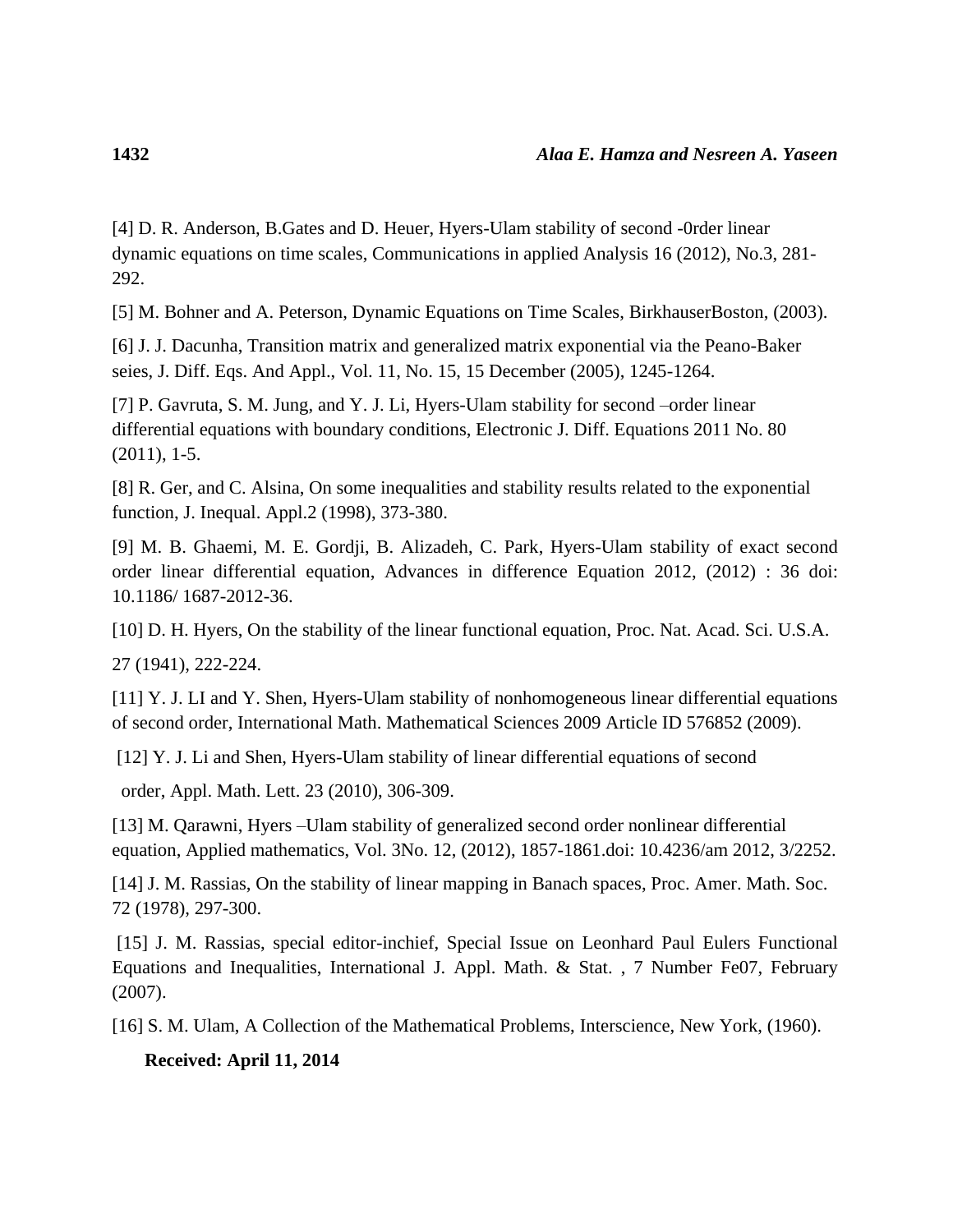[4] D. R. Anderson, B.Gates and D. Heuer, Hyers-Ulam stability of second -0rder linear dynamic equations on time scales, Communications in applied Analysis 16 (2012), No.3, 281-292.

[5] M. Bohner and A. Peterson, Dynamic Equations on Time Scales, BirkhauserBoston, (2003).

[6] J. J. Dacunha, Transition matrix and generalized matrix exponential via the Peano-Baker seies, J. Diff. Eqs. And Appl., Vol. 11, No. 15, 15 December (2005), 1245-1264.

[7] P. Gavruta, S. M. Jung, and Y. J. Li, Hyers-Ulam stability for second –order linear differential equations with boundary conditions, Electronic J. Diff. Equations 2011 No. 80 (2011), 1-5.

[8] R. Ger, and C. Alsina, On some inequalities and stability results related to the exponential function, J. Inequal. Appl.2 (1998), 373-380.

[9] M. B. Ghaemi, M. E. Gordji, B. Alizadeh, C. Park, Hyers-Ulam stability of exact second order linear differential equation, Advances in difference Equation 2012, (2012) : 36 doi: 10.1186/ 1687-2012-36.

[10] D. H. Hyers, On the stability of the linear functional equation, Proc. Nat. Acad. Sci. U.S.A. 27 (1941), 222-224.

[11] Y. J. LI and Y. Shen, Hyers-Ulam stability of nonhomogeneous linear differential equations of second order, International Math. Mathematical Sciences 2009 Article ID 576852 (2009).

[12] Y. J. Li and Shen, Hyers-Ulam stability of linear differential equations of second order, Appl. Math. Lett. 23 (2010), 306-309.

[13] M. Qarawni, Hyers –Ulam stability of generalized second order nonlinear differential equation, Applied mathematics, Vol. 3No. 12, (2012), 1857-1861.doi: 10.4236/am 2012, 3/2252.

[14] J. M. Rassias, On the stability of linear mapping in Banach spaces, Proc. Amer. Math. Soc. 72 (1978), 297-300.

[15] J. M. Rassias, special editor-inchief, Special Issue on Leonhard Paul Eulers Functional Equations and Inequalities, International J. Appl. Math. & Stat. , 7 Number Fe07, February (2007).

[16] S. M. Ulam, A Collection of the Mathematical Problems, Interscience, New York, (1960).

**Received: April 11, 2014**